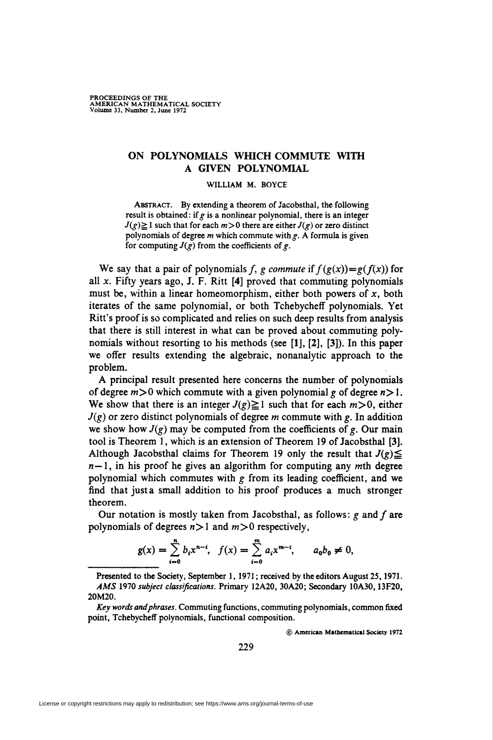# ON POLYNOMIALS WHICH COMMUTE WITH A GIVEN POLYNOMIAL

WILLIAM M. BOYCE

ABSTRACT. By extending a theorem of Jacobsthal, the following result is obtained: if $g$ is a nonlinear polynomial, there is an integer $J(g) \geqq 1$ such that for each $m > 0$ there are either $J(g)$ or zero distinct polynomials of degree $m$ which commute with $g$. A formula is given for computing $J(g)$ from the coefficients of $g$.

We say that a pair of polynomials $f$, $g$ *commute* if $f(g(x)) = g(f(x))$ for all $x$. Fifty years ago, J. F. Ritt [4] proved that commuting polynomials must be, within a linear homeomorphism, either both powers of $x$, both iterates of the same polynomial, or both Tchebycheff polynomials. Yet Ritt's proof is so complicated and relies on such deep results from analysis that there is still interest in what can be proved about commuting polynomials without resorting to his methods (see [1], [2], [3]). In this paper we offer results extending the algebraic, nonanalytic approach to the problem.

A principal result presented here concerns the number of polynomials of degree $m > 0$ which commute with a given polynomial $g$ of degree $n > 1$. We show that there is an integer $J(g) \geqq 1$ such that for each $m > 0$, either $J(g)$ or zero distinct polynomials of degree $m$ commute with $g$. In addition we show how $J(g)$ may be computed from the coefficients of $g$. Our main tool is Theorem 1, which is an extension of Theorem 19 of Jacobsthal [3]. Although Jacobsthal claims for Theorem 19 only the result that $J(g) \leqq n-1$, in his proof he gives an algorithm for computing any $m$th degree polynomial which commutes with $g$ from its leading coefficient, and we find that just a small addition to his proof produces a much stronger theorem.

Our notation is mostly taken from Jacobsthal, as follows: $g$ and $f$ are polynomials of degrees $n > 1$ and $m > 0$ respectively,

$$g(x) = \sum_{i=0}^{n} b_i x^{n-i}, \quad f(x) = \sum_{i=0}^{m} a_i x^{m-i}, \qquad a_0 b_0 \neq 0,$$

Presented to the Society, September 1, 1971; received by the editors August 25, 1971.

*AMS* 1970 *subject classifications*. Primary 12A20, 30A20; Secondary 10A30, 13F20, 20M20.

*Key words and phrases*. Commuting functions, commuting polynomials, common fixed point, Tchebycheff polynomials, functional composition.

© American Mathematical Society 1972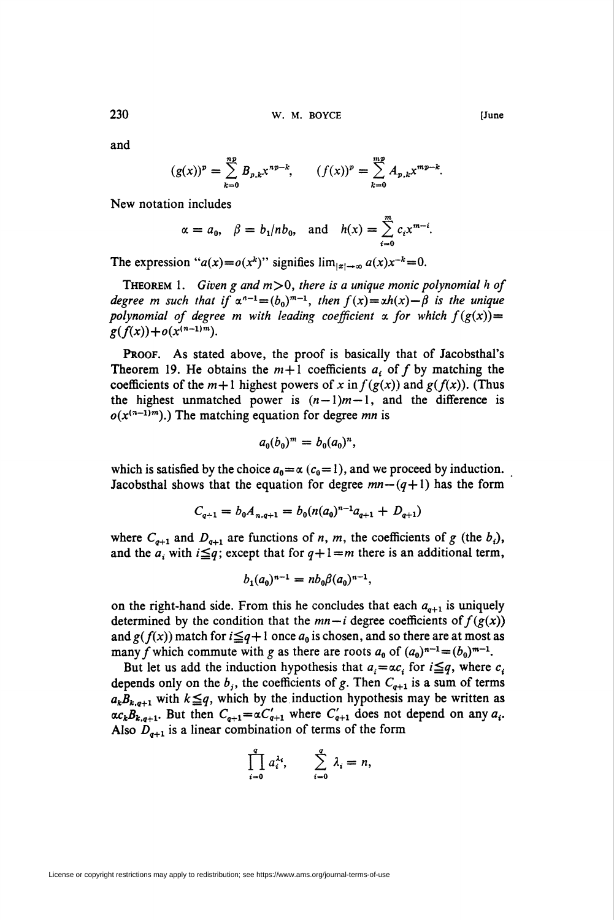and

$$(g(x))^p = \sum_{k=0}^{np} B_{p,k} x^{np-k}, \qquad (f(x))^p = \sum_{k=0}^{mp} A_{p,k} x^{mp-k}.$$

New notation includes

$$\alpha = a_0, \quad \beta = b_1/nb_0, \quad \text{and} \quad h(x) = \sum_{i=0}^{m} c_i x^{m-i}.$$

The expression "$a(x) = o(x^k)$" signifies $\lim_{|x|\to\infty} a(x)x^{-k} = 0$.

**Theorem 1.** *Given $g$ and $m > 0$, there is a unique monic polynomial $h$ of degree $m$ such that if $\alpha^{n-1} = (b_0)^{m-1}$, then $f(x) = \alpha h(x) - \beta$ is the unique polynomial of degree $m$ with leading coefficient $\alpha$ for which $f(g(x)) = g(f(x)) + o(x^{(n-1)m})$.*

**Proof.** As stated above, the proof is basically that of Jacobsthal's Theorem 19. He obtains the $m+1$ coefficients $a_i$ of $f$ by matching the coefficients of the $m+1$ highest powers of $x$ in $f(g(x))$ and $g(f(x))$. (Thus the highest unmatched power is $(n-1)m-1$, and the difference is $o(x^{(n-1)m})$.) The matching equation for degree $mn$ is

$$a_0(b_0)^m = b_0(a_0)^n,$$

which is satisfied by the choice $a_0 = \alpha$ ($c_0 = 1$), and we proceed by induction. Jacobsthal shows that the equation for degree $mn - (q+1)$ has the form

$$C_{q+1} = b_0 A_{n,q+1} = b_0(n(a_0)^{n-1} a_{q+1} + D_{q+1})$$

where $C_{q+1}$ and $D_{q+1}$ are functions of $n$, $m$, the coefficients of $g$ (the $b_i$), and the $a_i$ with $i \leqq q$; except that for $q+1 = m$ there is an additional term,

$$b_1(a_0)^{n-1} = nb_0\beta(a_0)^{n-1},$$

on the right-hand side. From this he concludes that each $a_{q+1}$ is uniquely determined by the condition that the $mn-i$ degree coefficients of $f(g(x))$ and $g(f(x))$ match for $i \leqq q+1$ once $a_0$ is chosen, and so there are at most as many $f$ which commute with $g$ as there are roots $a_0$ of $(a_0)^{n-1} = (b_0)^{m-1}$.

But let us add the induction hypothesis that $a_i = \alpha c_i$ for $i \leqq q$, where $c_i$ depends only on the $b_j$, the coefficients of $g$. Then $C_{q+1}$ is a sum of terms $a_k B_{k,q+1}$ with $k \leqq q$, which by the induction hypothesis may be written as $\alpha c_k B_{k,q+1}$. But then $C_{q+1} = \alpha C'_{q+1}$ where $C'_{q+1}$ does not depend on any $a_i$. Also $D_{q+1}$ is a linear combination of terms of the form

$$\prod_{i=0}^{q} a_i^{\lambda_i}, \qquad \sum_{i=0}^{q} \lambda_i = n,$$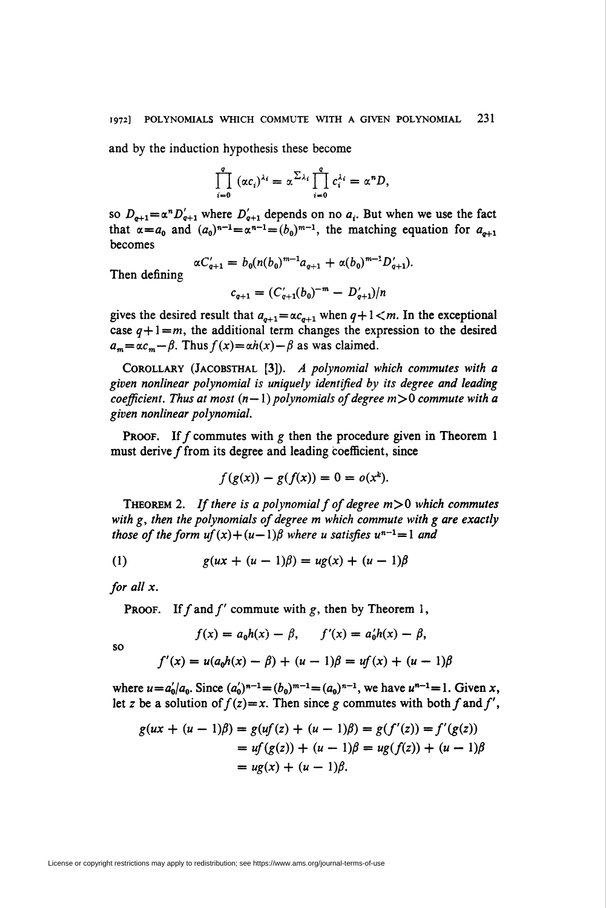and by the induction hypothesis these become

$$\prod_{i=0}^{q} (\alpha c_i)^{\lambda_i} = \alpha^{\sum \lambda_i} \prod_{i=0}^{q} c_i^{\lambda_i} = \alpha^n D,$$

so $D_{q+1} = \alpha^n D'_{q+1}$ where $D'_{q+1}$ depends on no $a_i$. But when we use the fact that $\alpha = a_0$ and $(a_0)^{n-1} = \alpha^{n-1} = (b_0)^{m-1}$, the matching equation for $a_{q+1}$ becomes

$$\alpha C'_{q+1} = b_0(n(b_0)^{m-1} a_{q+1} + \alpha(b_0)^{m-1} D'_{q+1}).$$

Then defining

$$c_{q+1} = (C'_{q+1}(b_0)^{-m} - D'_{q+1})/n$$

gives the desired result that $a_{q+1} = \alpha c_{q+1}$ when $q+1 < m$. In the exceptional case $q+1 = m$, the additional term changes the expression to the desired $a_m = \alpha c_m - \beta$. Thus $f(x) = \alpha h(x) - \beta$ as was claimed.

COROLLARY (JACOBSTHAL [3]). *A polynomial which commutes with a given nonlinear polynomial is uniquely identified by its degree and leading coefficient. Thus at most $(n-1)$ polynomials of degree $m > 0$ commute with a given nonlinear polynomial.*

PROOF. If $f$ commutes with $g$ then the procedure given in Theorem 1 must derive $f$ from its degree and leading coefficient, since

$$f(g(x)) - g(f(x)) = 0 = o(x^k).$$

THEOREM 2. *If there is a polynomial $f$ of degree $m > 0$ which commutes with $g$, then the polynomials of degree $m$ which commute with $g$ are exactly those of the form $uf(x) + (u-1)\beta$ where $u$ satisfies $u^{n-1} = 1$ and*

$$g(ux + (u-1)\beta) = ug(x) + (u-1)\beta \tag{1}$$

*for all $x$.*

PROOF. If $f$ and $f'$ commute with $g$, then by Theorem 1,

$$f(x) = a_0 h(x) - \beta, \qquad f'(x) = a'_0 h(x) - \beta,$$

so

$$f'(x) = u(a_0 h(x) - \beta) + (u-1)\beta = uf(x) + (u-1)\beta$$

where $u = a'_0/a_0$. Since $(a'_0)^{n-1} = (b_0)^{m-1} = (a_0)^{n-1}$, we have $u^{n-1} = 1$. Given $x$, let $z$ be a solution of $f(z) = x$. Then since $g$ commutes with both $f$ and $f'$,

$$\begin{aligned} g(ux + (u-1)\beta) &= g(uf(z) + (u-1)\beta) = g(f'(z)) = f'(g(z)) \\ &= uf(g(z)) + (u-1)\beta = ug(f(z)) + (u-1)\beta \\ &= ug(x) + (u-1)\beta. \end{aligned}$$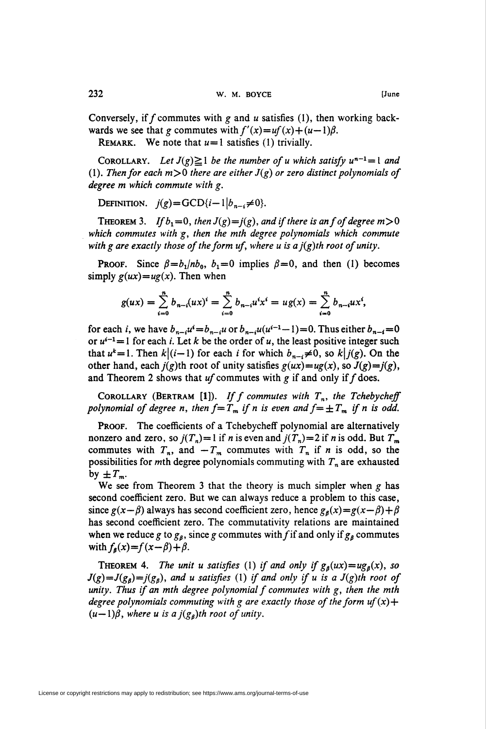Conversely, if $f$ commutes with $g$ and $u$ satisfies (1), then working backwards we see that $g$ commutes with $f'(x)=uf(x)+(u-1)\beta$.

REMARK. We note that $u=1$ satisfies (1) trivially.

COROLLARY. *Let $J(g)\geqq 1$ be the number of $u$ which satisfy $u^{n-1}=1$ and (1). Then for each $m>0$ there are either $J(g)$ or zero distinct polynomials of degree $m$ which commute with $g$.*

DEFINITION. $j(g)=\text{GCD}\{i-1 \mid b_{n-i}\neq 0\}$.

THEOREM 3. *If $b_1=0$, then $J(g)=j(g)$, and if there is an $f$ of degree $m>0$ which commutes with $g$, then the $m$th degree polynomials which commute with $g$ are exactly those of the form $uf$, where $u$ is a $j(g)$th root of unity.*

PROOF. Since $\beta=b_1/nb_0$, $b_1=0$ implies $\beta=0$, and then (1) becomes simply $g(ux)=ug(x)$. Then when

$$g(ux)=\sum_{i=0}^{n} b_{n-i}(ux)^i=\sum_{i=0}^{n} b_{n-i}u^i x^i = ug(x)=\sum_{i=0}^{n} b_{n-i}ux^i,$$

for each $i$, we have $b_{n-i}u^i=b_{n-i}u$ or $b_{n-i}u(u^{i-1}-1)=0$. Thus either $b_{n-i}=0$ or $u^{i-1}=1$ for each $i$. Let $k$ be the order of $u$, the least positive integer such that $u^k=1$. Then $k\mid(i-1)$ for each $i$ for which $b_{n-i}\neq 0$, so $k\mid j(g)$. On the other hand, each $j(g)$th root of unity satisfies $g(ux)=ug(x)$, so $J(g)=j(g)$, and Theorem 2 shows that $uf$ commutes with $g$ if and only if $f$ does.

COROLLARY (BERTRAM [1]). *If $f$ commutes with $T_n$, the Tchebycheff polynomial of degree $n$, then $f=T_m$ if $n$ is even and $f=\pm T_m$ if $n$ is odd.*

PROOF. The coefficients of a Tchebycheff polynomial are alternatively nonzero and zero, so $j(T_n)=1$ if $n$ is even and $j(T_n)=2$ if $n$ is odd. But $T_m$ commutes with $T_n$, and $-T_m$ commutes with $T_n$ if $n$ is odd, so the possibilities for $m$th degree polynomials commuting with $T_n$ are exhausted by $\pm T_m$.

We see from Theorem 3 that the theory is much simpler when $g$ has second coefficient zero. But we can always reduce a problem to this case, since $g(x-\beta)$ always has second coefficient zero, hence $g_\beta(x)=g(x-\beta)+\beta$ has second coefficient zero. The commutativity relations are maintained when we reduce $g$ to $g_\beta$, since $g$ commutes with $f$ if and only if $g_\beta$ commutes with $f_\beta(x)=f(x-\beta)+\beta$.

THEOREM 4. *The unit $u$ satisfies (1) if and only if $g_\beta(ux)=ug_\beta(x)$, so $J(g)=J(g_\beta)=j(g_\beta)$, and $u$ satisfies (1) if and only if $u$ is a $J(g)$th root of unity. Thus if an $m$th degree polynomial $f$ commutes with $g$, then the $m$th degree polynomials commuting with $g$ are exactly those of the form $uf(x)+(u-1)\beta$, where $u$ is a $j(g_\beta)$th root of unity.*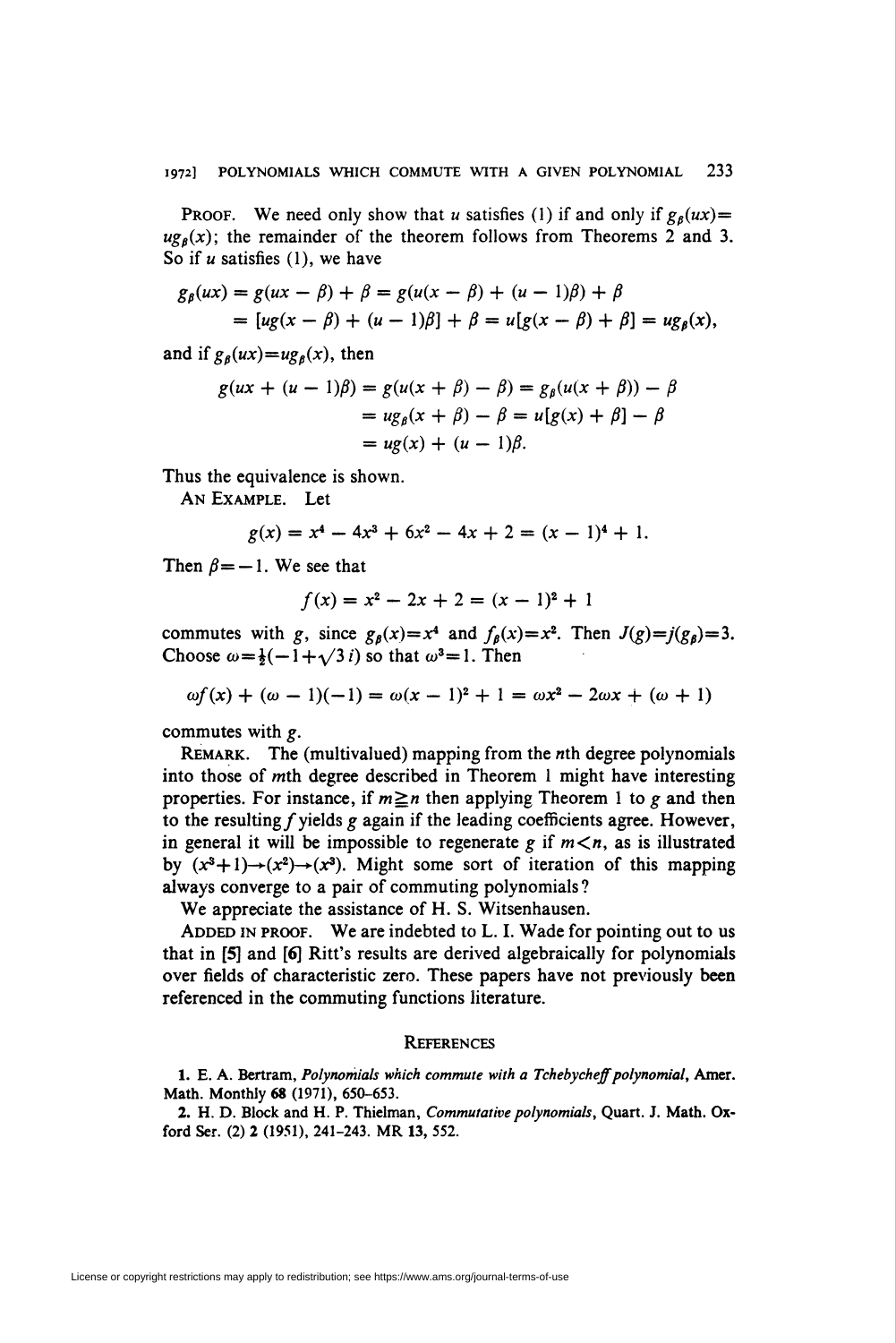**Proof.** We need only show that $u$ satisfies (1) if and only if $g_\beta(ux) = ug_\beta(x)$; the remainder of the theorem follows from Theorems 2 and 3. So if $u$ satisfies (1), we have

$$
\begin{aligned}
g_\beta(ux) &= g(ux - \beta) + \beta = g(u(x - \beta) + (u - 1)\beta) + \beta \\
&= [ug(x - \beta) + (u - 1)\beta] + \beta = u[g(x - \beta) + \beta] = ug_\beta(x),
\end{aligned}
$$

and if $g_\beta(ux) = ug_\beta(x)$, then

$$
\begin{aligned}
g(ux + (u - 1)\beta) &= g(u(x + \beta) - \beta) = g_\beta(u(x + \beta)) - \beta \\
&= ug_\beta(x + \beta) - \beta = u[g(x) + \beta] - \beta \\
&= ug(x) + (u - 1)\beta.
\end{aligned}
$$

Thus the equivalence is shown.

**An Example.** Let

$$
g(x) = x^4 - 4x^3 + 6x^2 - 4x + 2 = (x - 1)^4 + 1.
$$

Then $\beta = -1$. We see that

$$
f(x) = x^2 - 2x + 2 = (x - 1)^2 + 1
$$

commutes with $g$, since $g_\beta(x) = x^4$ and $f_\beta(x) = x^2$. Then $J(g) = j(g_\beta) = 3$. Choose $\omega = \frac{1}{2}(-1 + \sqrt{3}\, i)$ so that $\omega^3 = 1$. Then

$$
\omega f(x) + (\omega - 1)(-1) = \omega(x - 1)^2 + 1 = \omega x^2 - 2\omega x + (\omega + 1)
$$

commutes with $g$.

**Remark.** The (multivalued) mapping from the $n$th degree polynomials into those of $m$th degree described in Theorem 1 might have interesting properties. For instance, if $m \geqq n$ then applying Theorem 1 to $g$ and then to the resulting $f$ yields $g$ again if the leading coefficients agree. However, in general it will be impossible to regenerate $g$ if $m < n$, as is illustrated by $(x^3 + 1) \rightarrow (x^2) \rightarrow (x^3)$. Might some sort of iteration of this mapping always converge to a pair of commuting polynomials?

We appreciate the assistance of H. S. Witsenhausen.

**Added in proof.** We are indebted to L. I. Wade for pointing out to us that in [5] and [6] Ritt's results are derived algebraically for polynomials over fields of characteristic zero. These papers have not previously been referenced in the commuting functions literature.

## References

1. E. A. Bertram, *Polynomials which commute with a Tchebycheff polynomial*, Amer. Math. Monthly **68** (1971), 650–653.

2. H. D. Block and H. P. Thielman, *Commutative polynomials*, Quart. J. Math. Oxford Ser. (2) **2** (1951), 241–243. MR **13**, 552.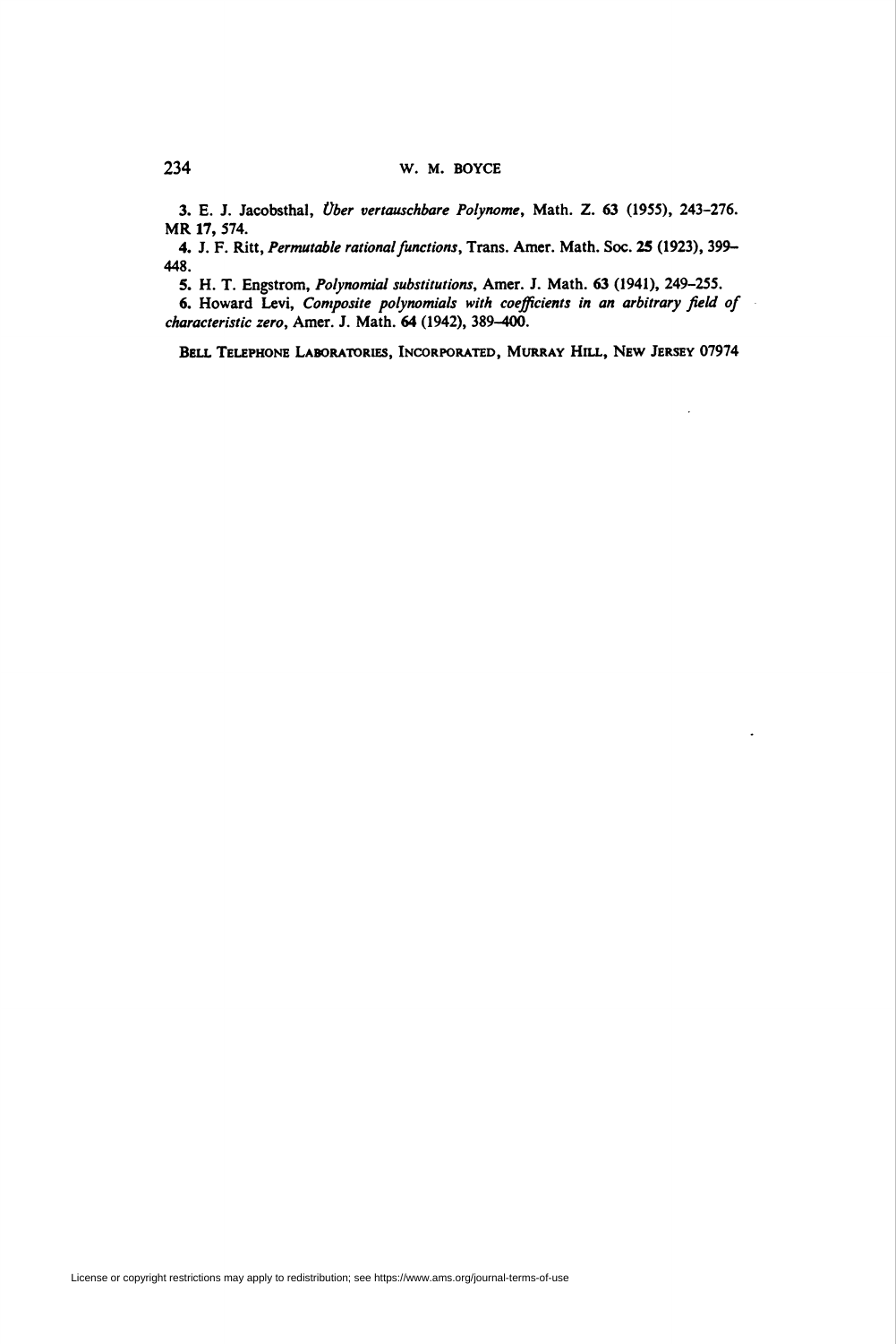3. E. J. Jacobsthal, *Über vertauschbare Polynome*, Math. Z. **63** (1955), 243–276. MR **17**, 574.

4. J. F. Ritt, *Permutable rational functions*, Trans. Amer. Math. Soc. **25** (1923), 399–448.

5. H. T. Engstrom, *Polynomial substitutions*, Amer. J. Math. **63** (1941), 249–255.

6. Howard Levi, *Composite polynomials with coefficients in an arbitrary field of characteristic zero*, Amer. J. Math. **64** (1942), 389–400.

Bell Telephone Laboratories, Incorporated, Murray Hill, New Jersey 07974